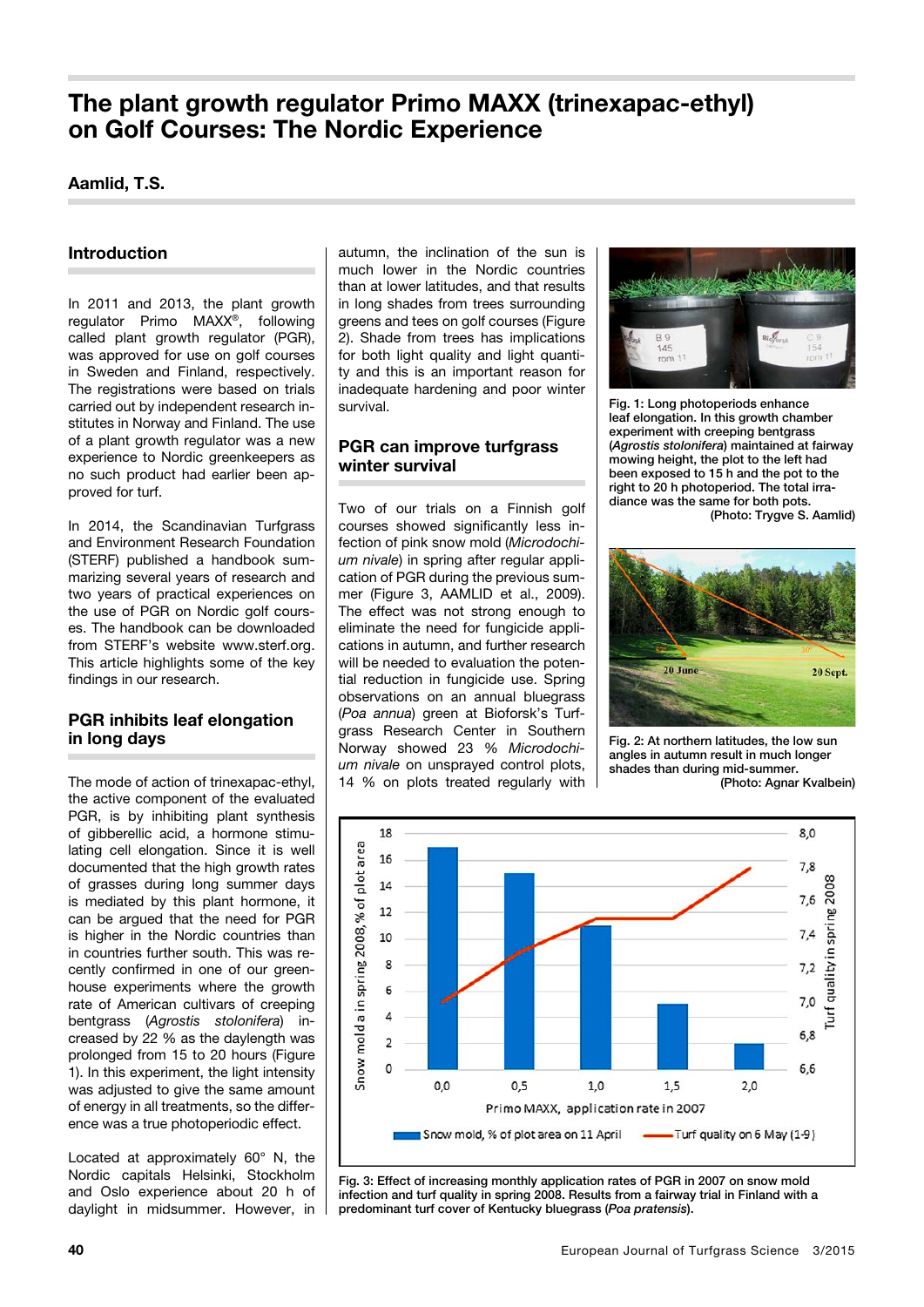# The plant growth regulator Primo MAXX (trinexapac-ethyl) on Golf Courses: The Nordic Experience

**Aamlid, T.S.**

## Introduction

In 2011 and 2013, the plant growth regulator Primo MAXX®, following called plant growth regulator (PGR), was approved for use on golf courses in Sweden and Finland, respectively. The registrations were based on trials carried out by independent research institutes in Norway and Finland. The use of a plant growth regulator was a new experience to Nordic greenkeepers as no such product had earlier been approved for turf.

In 2014, the Scandinavian Turfgrass and Environment Research Foundation (STERF) published a handbook summarizing several years of research and two years of practical experiences on the use of PGR on Nordic golf courses. The handbook can be downloaded from STERF's website www.sterf.org. This article highlights some of the key findings in our research.

## PGR inhibits leaf elongation in long days

The mode of action of trinexapac-ethyl, the active component of the evaluated PGR, is by inhibiting plant synthesis of gibberellic acid, a hormone stimulating cell elongation. Since it is well documented that the high growth rates of grasses during long summer days is mediated by this plant hormone, it can be argued that the need for PGR is higher in the Nordic countries than in countries further south. This was recently confirmed in one of our greenhouse experiments where the growth rate of American cultivars of creeping bentgrass (*Agrostis stolonifera*) increased by 22 % as the daylength was prolonged from 15 to 20 hours (Figure 1). In this experiment, the light intensity was adjusted to give the same amount of energy in all treatments, so the difference was a true photoperiodic effect.

Located at approximately 60° N, the Nordic capitals Helsinki, Stockholm and Oslo experience about 20 h of daylight in midsummer. However, in autumn, the inclination of the sun is much lower in the Nordic countries than at lower latitudes, and that results in long shades from trees surrounding greens and tees on golf courses (Figure 2). Shade from trees has implications for both light quality and light quantity and this is an important reason for inadequate hardening and poor winter survival.

## PGR can improve turfgrass winter survival

Two of our trials on a Finnish golf courses showed significantly less infection of pink snow mold (*Microdochium nivale*) in spring after regular application of PGR during the previous summer (Figure 3, AAMLID et al., 2009). The effect was not strong enough to eliminate the need for fungicide applications in autumn, and further research will be needed to evaluation the potential reduction in fungicide use. Spring observations on an annual bluegrass (*Poa annua*) green at Bioforsk's Turfgrass Research Center in Southern Norway showed 23 % *Microdochium nivale* on unsprayed control plots, 14 % on plots treated regularly with

Fig. 1: Long photoperiods enhance leaf elongation. In this growth chamber experiment with creeping bentgrass (*Agrostis stolonifera*) maintained at fairway mowing height, the plot to the left had been exposed to 15 h and the pot to the right to 20 h photoperiod. The total irradiance was the same for both pots. (Photo: Trygve S. Aamlid)

Fig. 2: At northern latitudes, the low sun angles in autumn result in much longer shades than during mid-summer. (Photo: Agnar Kvalbein)

Fig. 3: Effect of increasing monthly application rates of PGR in 2007 on snow mold infection and turf quality in spring 2008. Results from a fairway trial in Finland with a predominant turf cover of Kentucky bluegrass (*Poa pratensis*).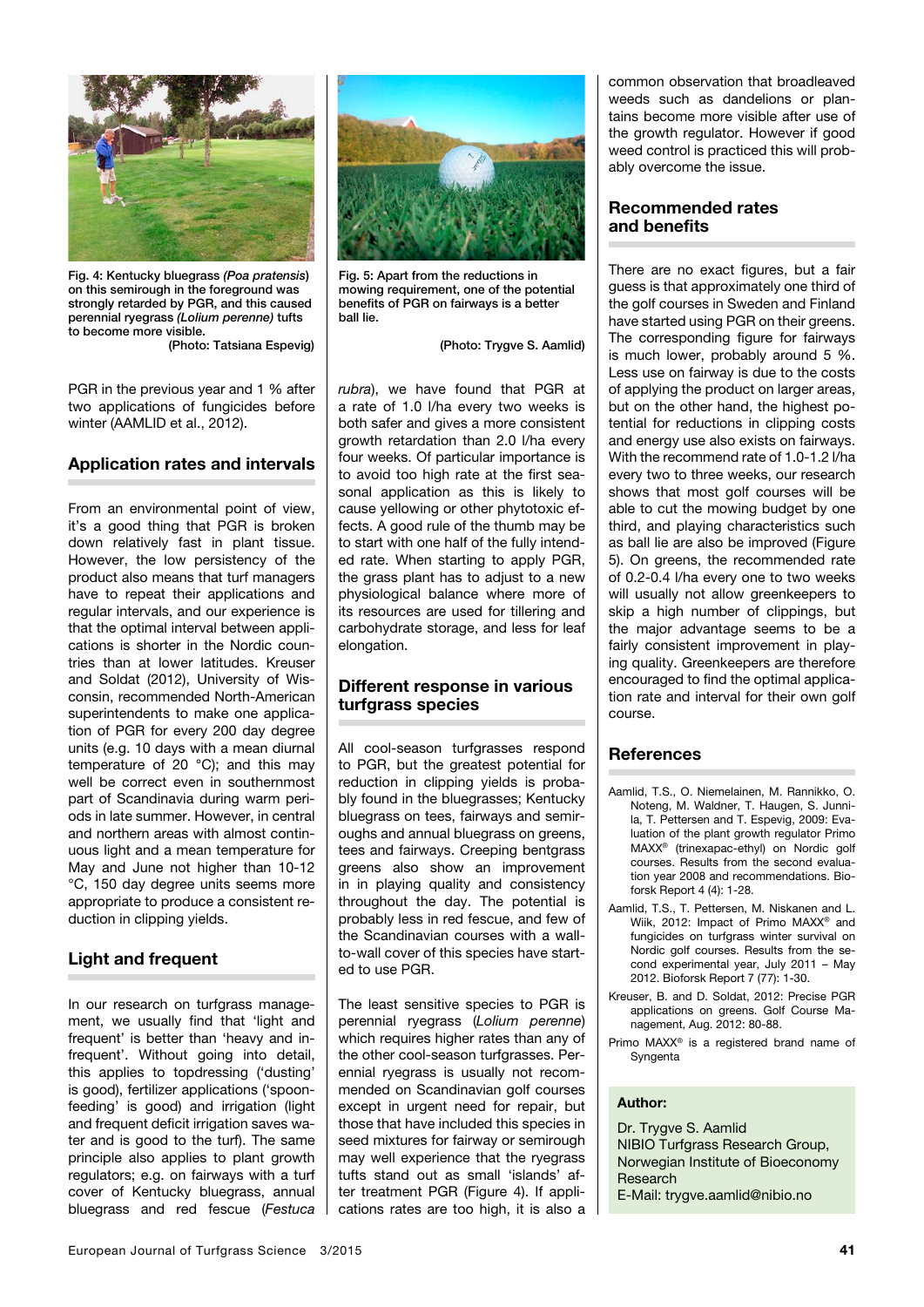Fig. 4: Kentucky bluegrass *(Poa pratensis)* on this semirough in the foreground was strongly retarded by PGR, and this caused perennial ryegrass *(Lolium perenne)* tufts to become more visible.
(Photo: Tatsiana Espevig)

Fig. 5: Apart from the reductions in mowing requirement, one of the potential benefits of PGR on fairways is a better ball lie.
(Photo: Trygve S. Aamlid)

PGR in the previous year and 1 % after two applications of fungicides before winter (AAMLID et al., 2012).

## Application rates and intervals

From an environmental point of view, it's a good thing that PGR is broken down relatively fast in plant tissue. However, the low persistency of the product also means that turf managers have to repeat their applications and regular intervals, and our experience is that the optimal interval between applications is shorter in the Nordic countries than at lower latitudes. Kreuser and Soldat (2012), University of Wisconsin, recommended North-American superintendents to make one application of PGR for every 200 day degree units (e.g. 10 days with a mean diurnal temperature of 20 °C); and this may well be correct even in southernmost part of Scandinavia during warm periods in late summer. However, in central and northern areas with almost continuous light and a mean temperature for May and June not higher than 10-12 °C, 150 day degree units seems more appropriate to produce a consistent reduction in clipping yields.

## Light and frequent

In our research on turfgrass management, we usually find that 'light and frequent' is better than 'heavy and infrequent'. Without going into detail, this applies to topdressing ('dusting' is good), fertilizer applications ('spoon-feeding' is good) and irrigation (light and frequent deficit irrigation saves water and is good to the turf). The same principle also applies to plant growth regulators; e.g. on fairways with a turf cover of Kentucky bluegrass, annual bluegrass and red fescue (*Festuca rubra*), we have found that PGR at a rate of 1.0 l/ha every two weeks is both safer and gives a more consistent growth retardation than 2.0 l/ha every four weeks. Of particular importance is to avoid too high rate at the first seasonal application as this is likely to cause yellowing or other phytotoxic effects. A good rule of the thumb may be to start with one half of the fully intended rate. When starting to apply PGR, the grass plant has to adjust to a new physiological balance where more of its resources are used for tillering and carbohydrate storage, and less for leaf elongation.

## Different response in various turfgrass species

All cool-season turfgrasses respond to PGR, but the greatest potential for reduction in clipping yields is probably found in the bluegrasses; Kentucky bluegrass on tees, fairways and semiroughs and annual bluegrass on greens, tees and fairways. Creeping bentgrass greens also show an improvement in in playing quality and consistency throughout the day. The potential is probably less in red fescue, and few of the Scandinavian courses with a wall-to-wall cover of this species have started to use PGR.

The least sensitive species to PGR is perennial ryegrass (*Lolium perenne*) which requires higher rates than any of the other cool-season turfgrasses. Perennial ryegrass is usually not recommended on Scandinavian golf courses except in urgent need for repair, but those that have included this species in seed mixtures for fairway or semirough may well experience that the ryegrass tufts stand out as small 'islands' after treatment PGR (Figure 4). If applications rates are too high, it is also a common observation that broadleaved weeds such as dandelions or plantains become more visible after use of the growth regulator. However if good weed control is practiced this will probably overcome the issue.

## Recommended rates and benefits

There are no exact figures, but a fair guess is that approximately one third of the golf courses in Sweden and Finland have started using PGR on their greens. The corresponding figure for fairways is much lower, probably around 5 %. Less use on fairway is due to the costs of applying the product on larger areas, but on the other hand, the highest potential for reductions in clipping costs and energy use also exists on fairways. With the recommend rate of 1.0-1.2 l/ha every two to three weeks, our research shows that most golf courses will be able to cut the mowing budget by one third, and playing characteristics such as ball lie are also be improved (Figure 5). On greens, the recommended rate of 0.2-0.4 l/ha every one to two weeks will usually not allow greenkeepers to skip a high number of clippings, but the major advantage seems to be a fairly consistent improvement in playing quality. Greenkeepers are therefore encouraged to find the optimal application rate and interval for their own golf course.

## References

- Aamlid, T.S., O. Niemelainen, M. Rannikko, O. Noteng, M. Waldner, T. Haugen, S. Junnila, T. Pettersen and T. Espevig, 2009: Evaluation of the plant growth regulator Primo MAXX® (trinexapac-ethyl) on Nordic golf courses. Results from the second evaluation year 2008 and recommendations. Bioforsk Report 4 (4): 1-28.
- Aamlid, T.S., T. Pettersen, M. Niskanen and L. Wiik, 2012: Impact of Primo MAXX® and fungicides on turfgrass winter survival on Nordic golf courses. Results from the second experimental year, July 2011 – May 2012. Bioforsk Report 7 (77): 1-30.
- Kreuser, B. and D. Soldat, 2012: Precise PGR applications on greens. Golf Course Management, Aug. 2012: 80-88.
- Primo MAXX® is a registered brand name of Syngenta

**Author:**

Dr. Trygve S. Aamlid
NIBIO Turfgrass Research Group,
Norwegian Institute of Bioeconomy Research
E-Mail: trygve.aamlid@nibio.no